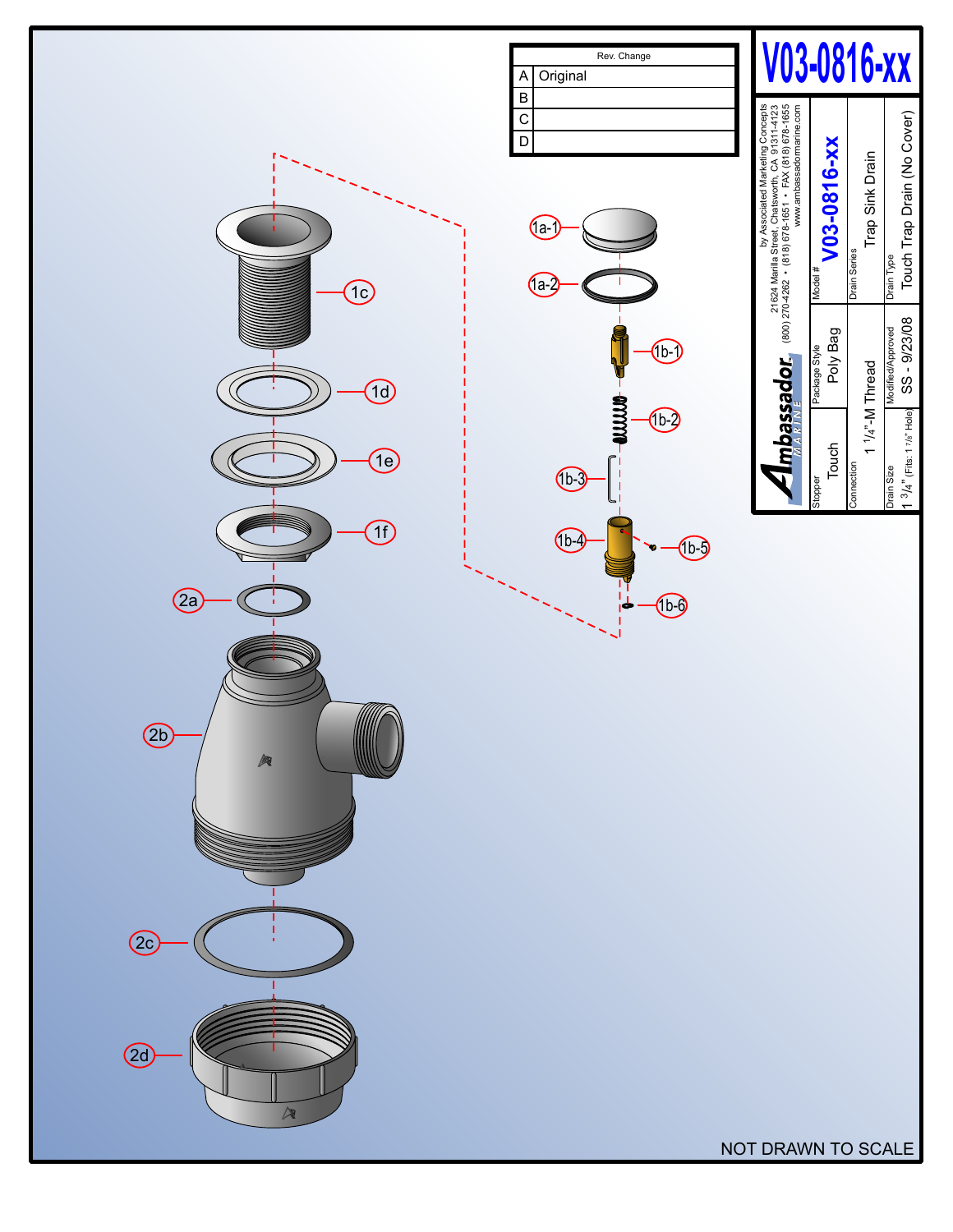# V03-0816-xx

| Rev. | Change |
| --- | --- |
| A | Original |
| B | |
| C | |
| D | |

**Ambassador MARINE**

by Associated Marketing Concepts
21624 Marilla Street, Chatsworth, CA 91311-4123
(800) 270-4262 • (818) 678-1651 • FAX (818) 678-1655
www.ambassadormarine.com

| Model # | V03-0816-xx |
| --- | --- |
| Stopper | Touch |
| Package Style | Poly Bag |
| Drain Series | Trap Sink Drain |
| Connection | 1 1/4"-M Thread |
| Drain Type | Touch Trap Drain (No Cover) |
| Drain Size | 1 3/4" (Fits: 1 7/8" Hole) |
| Modified/Approved | SS - 9/23/08 |

1a-1
1a-2
1b-1
1b-2
1b-3
1b-4
1b-5
1b-6
1c
1d
1e
1f
2a
2b
2c
2d

NOT DRAWN TO SCALE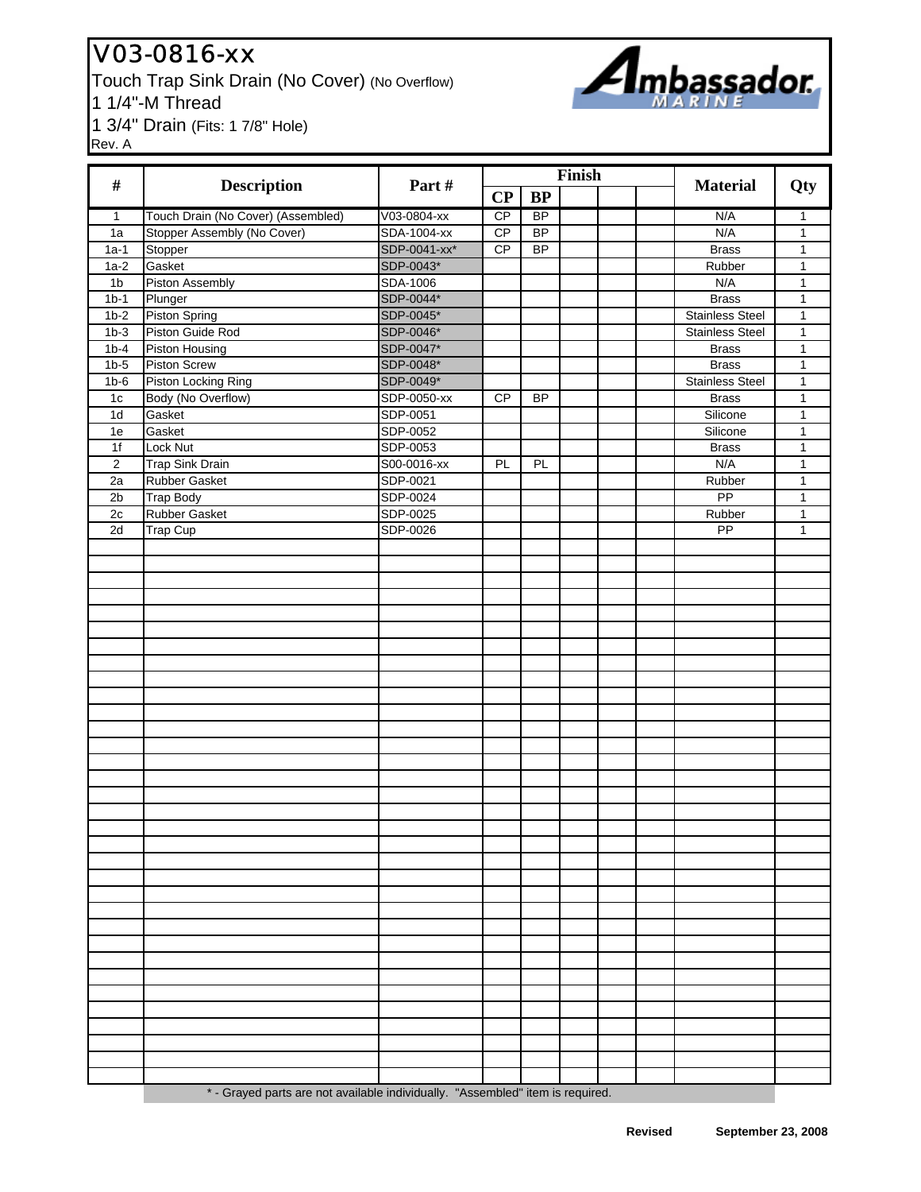# V03-0816-xx

Touch Trap Sink Drain (No Cover) (No Overflow)
1 1/4"-M Thread
1 3/4" Drain (Fits: 1 7/8" Hole)
Rev. A

| # | Description | Part # | Finish | | | | | Material | Qty |
|---|---|---|---|---|---|---|---|---|---|
| | | | CP | BP | | | | | |
| 1 | Touch Drain (No Cover) (Assembled) | V03-0804-xx | CP | BP | | | | N/A | 1 |
| 1a | Stopper Assembly (No Cover) | SDA-1004-xx | CP | BP | | | | N/A | 1 |
| 1a-1 | Stopper | SDP-0041-xx* | CP | BP | | | | Brass | 1 |
| 1a-2 | Gasket | SDP-0043* | | | | | | Rubber | 1 |
| 1b | Piston Assembly | SDA-1006 | | | | | | N/A | 1 |
| 1b-1 | Plunger | SDP-0044* | | | | | | Brass | 1 |
| 1b-2 | Piston Spring | SDP-0045* | | | | | | Stainless Steel | 1 |
| 1b-3 | Piston Guide Rod | SDP-0046* | | | | | | Stainless Steel | 1 |
| 1b-4 | Piston Housing | SDP-0047* | | | | | | Brass | 1 |
| 1b-5 | Piston Screw | SDP-0048* | | | | | | Brass | 1 |
| 1b-6 | Piston Locking Ring | SDP-0049* | | | | | | Stainless Steel | 1 |
| 1c | Body (No Overflow) | SDP-0050-xx | CP | BP | | | | Brass | 1 |
| 1d | Gasket | SDP-0051 | | | | | | Silicone | 1 |
| 1e | Gasket | SDP-0052 | | | | | | Silicone | 1 |
| 1f | Lock Nut | SDP-0053 | | | | | | Brass | 1 |
| 2 | Trap Sink Drain | S00-0016-xx | PL | PL | | | | N/A | 1 |
| 2a | Rubber Gasket | SDP-0021 | | | | | | Rubber | 1 |
| 2b | Trap Body | SDP-0024 | | | | | | PP | 1 |
| 2c | Rubber Gasket | SDP-0025 | | | | | | Rubber | 1 |
| 2d | Trap Cup | SDP-0026 | | | | | | PP | 1 |

* - Grayed parts are not available individually. "Assembled" item is required.

**Revised** **September 23, 2008**